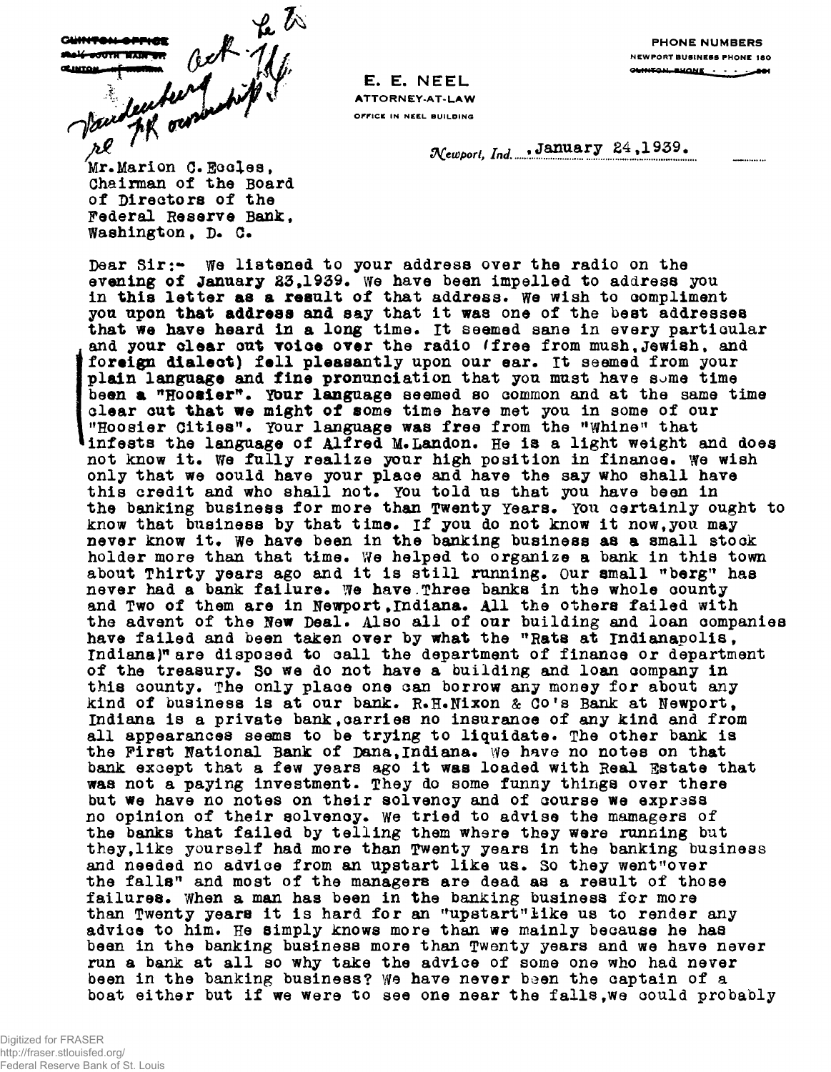CLINTON OFFICE
SOUTH MAIN ST.
CLINTON, INDIANA

Ack 1/1/
Vandenberg
re FR ownership

PHONE NUMBERS
NEWPORT BUSINESS PHONE 180
CLINTON PHONE - - - 601

**E. E. NEEL**
**ATTORNEY-AT-LAW**
OFFICE IN NEEL BUILDING

*Newport, Ind.*, January 24, 1939.

Mr. Marion C. Eccles,
Chairman of the Board
of Directors of the
Federal Reserve Bank,
Washington, D. C.

Dear Sir:- We listened to your address over the radio on the evening of January 23, 1939. We have been impelled to address you in this letter as a result of that address. We wish to compliment you upon that address and say that it was one of the best addresses that we have heard in a long time. It seemed sane in every particular and your clear cut voice over the radio (free from mush, Jewish, and foreign dialect) fell pleasantly upon our ear. It seemed from your plain language and fine pronunciation that you must have some time been a "Hoosier". Your language seemed so common and at the same time clear cut that we might of some time have met you in some of our "Hoosier Cities". Your language was free from the "Whine" that infests the language of Alfred M. Landon. He is a light weight and does not know it. We fully realize your high position in finance. We wish only that we could have your place and have the say who shall have this credit and who shall not. You told us that you have been in the banking business for more than Twenty Years. You certainly ought to know that business by that time. If you do not know it now, you may never know it. We have been in the banking business as a small stock holder more than that time. We helped to organize a bank in this town about Thirty years ago and it is still running. Our small "berg" has never had a bank failure. We have Three banks in the whole county and Two of them are in Newport, Indiana. All the others failed with the advent of the New Deal. Also all of our building and loan companies have failed and been taken over by what the "Rats at Indianapolis, Indiana)" are disposed to call the department of finance or department of the treasury. So we do not have a building and loan company in this county. The only place one can borrow any money for about any kind of business is at our bank. R.H.Nixon & Co's Bank at Newport, Indiana is a private bank, carries no insurance of any kind and from all appearances seems to be trying to liquidate. The other bank is the First National Bank of Dana, Indiana. We have no notes on that bank except that a few years ago it was loaded with Real Estate that was not a paying investment. They do some funny things over there but we have no notes on their solvency and of course we express no opinion of their solvency. We tried to advise the mamagers of the banks that failed by telling them where they were running but they, like yourself had more than Twenty years in the banking business and needed no advice from an upstart like us. So they went "over the falls" and most of the managers are dead as a result of those failures. When a man has been in the banking business for more than Twenty years it is hard for an "upstart" like us to render any advice to him. He simply knows more than we mainly because he has been in the banking business more than Twenty years and we have never run a bank at all so why take the advice of some one who had never been in the banking business? We have never been the captain of a boat either but if we were to see one near the falls, we could probably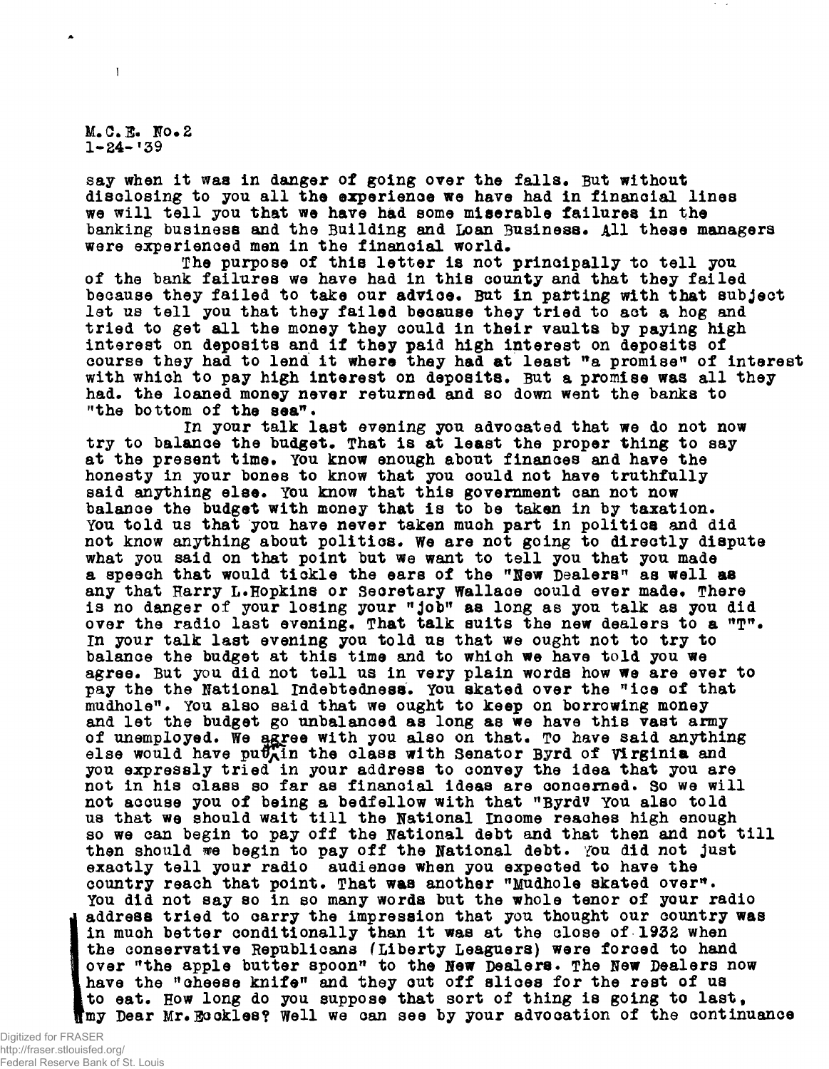M.C.E. No.2
1-24-'39

say when it was in danger of going over the falls. But without disclosing to you all the experience we have had in financial lines we will tell you that we have had some miserable failures in the banking business and the Building and Loan Business. All these managers were experienced men in the financial world.

The purpose of this letter is not principally to tell you of the bank failures we have had in this county and that they failed because they failed to take our advice. But in parting with that subject let us tell you that they failed because they tried to act a hog and tried to get all the money they could in their vaults by paying high interest on deposits and if they paid high interest on deposits of course they had to lend it where they had at least "a promise" of interest with which to pay high interest on deposits. But a promise was all they had. the loaned money never returned and so down went the banks to "the bottom of the sea".

In your talk last evening you advocated that we do not now try to balance the budget. That is at least the proper thing to say at the present time. You know enough about finances and have the honesty in your bones to know that you could not have truthfully said anything else. You know that this government can not now balance the budget with money that is to be taken in by taxation. You told us that you have never taken much part in politics and did not know anything about politics. We are not going to directly dispute what you said on that point but we want to tell you that you made a speech that would tickle the ears of the "New Dealers" as well as any that Harry L.Hopkins or Secretary Wallace could ever made. There is no danger of your losing your "job" as long as you talk as you did over the radio last evening. That talk suits the new dealers to a "T". In your talk last evening you told us that we ought not to try to balance the budget at this time and to which we have told you we agree. But you did not tell us in very plain words how we are ever to pay the the National Indebtedness. You skated over the "ice of that mudhole". You also said that we ought to keep on borrowing money and let the budget go unbalanced as long as we have this vast army of unemployed. We agree with you also on that. To have said anything else would have put^you in the class with Senator Byrd of Virginia and you expressly tried in your address to convey the idea that you are not in his class so far as financial ideas are concerned. So we will not accuse you of being a bedfellow with that "Byrd" You also told us that we should wait till the National Income reaches high enough so we can begin to pay off the National debt and that then and not till then should we begin to pay off the National debt. You did not just exactly tell your radio audience when you expected to have the country reach that point. That was another "Mudhole skated over". You did not say so in so many words but the whole tenor of your radio address tried to carry the impression that you thought our country was in much better conditionally than it was at the close of 1932 when the conservative Republicans (Liberty Leaguers) were forced to hand over "the apple butter spoon" to the New Dealers. The New Dealers now have the "cheese knife" and they cut off slices for the rest of us to eat. How long do you suppose that sort of thing is going to last, my Dear Mr.Eccles? Well we can see by your advocation of the continuance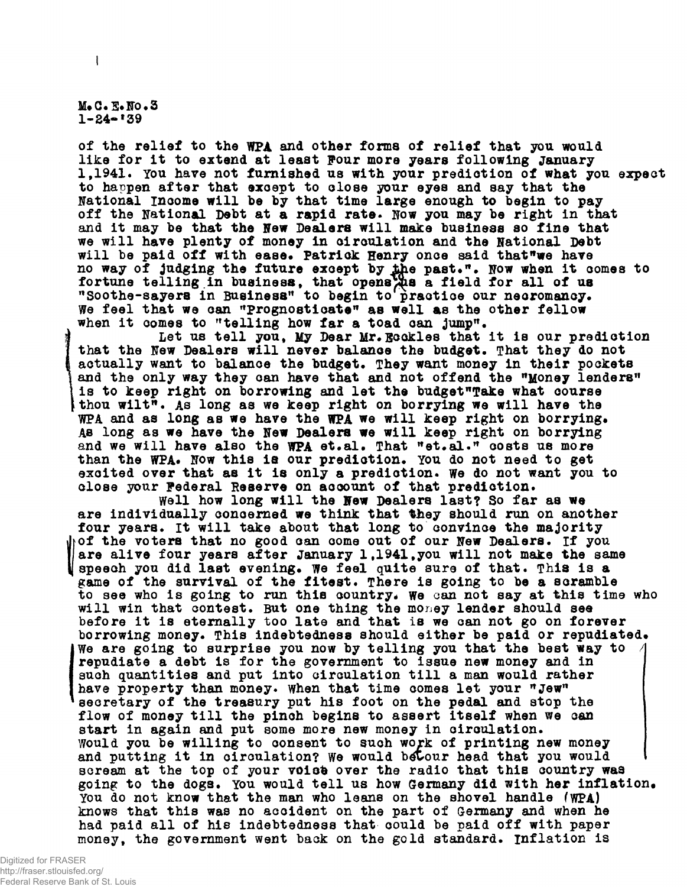M.C.E.No.3
1-24-'39

of the relief to the WPA and other forms of relief that you would like for it to extend at least Four more years following January 1,1941. You have not furnished us with your prediction of what you expect to happen after that except to close your eyes and say that the National Income will be by that time large enough to begin to pay off the National Debt at a rapid rate. Now you may be right in that and it may be that the New Dealers will make business so fine that we will have plenty of money in circulation and the National Debt will be paid off with ease. Patrick Henry once said that"we have no way of judging the future except by the past.". Now when it comes to fortune telling in business, that opens to us a field for all of us "Soothe-sayers in Business" to begin to practice our necromancy. We feel that we can "Prognosticate" as well as the other fellow when it comes to "telling how far a toad can jump".

Let us tell you, My Dear Mr.Eccles that it is our prediction that the New Dealers will never balance the budget. That they do not actually want to balance the budget. They want money in their pockets and the only way they can have that and not offend the "Money lenders" is to keep right on borrowing and let the budget"Take what course thou wilt". As long as we keep right on borrying we will have the WPA and as long as we have the WPA we will keep right on borrying. As long as we have the New Dealers we will keep right on borrying and we will have also the WPA et.al. That "et.al." costs us more than the WPA. Now this is our prediction. You do not need to get excited over that as it is only a prediction. We do not want you to close your Federal Reserve on account of that prediction.

Well how long will the New Dealers last? So far as we are individually concerned we think that they should run on another four years. It will take about that long to convince the majority of the voters that no good can come out of our New Dealers. If you are alive four years after January 1,1941,you will not make the same speech you did last evening. We feel quite sure of that. This is a game of the survival of the fitest. There is going to be a scramble to see who is going to run this country. We can not say at this time who will win that contest. But one thing the money lender should see before it is eternally too late and that is we can not go on forever borrowing money. This indebtedness should either be paid or repudiated. We are going to surprise you now by telling you that the best way to repudiate a debt is for the government to issue new money and in such quantities and put into circulation till a man would rather have property than money. When that time comes let your "Jew" secretary of the treasury put his foot on the pedal and stop the flow of money till the pinch begins to assert itself when we can start in again and put some more new money in circulation. Would you be willing to consent to such work of printing new money and putting it in circulation? We would betour head that you would scream at the top of your voise over the radio that this country was going to the dogs. You would tell us how Germany did with her inflation. You do not know that the man who leans on the shovel handle (WPA) knows that this was no accident on the part of Germany and when he had paid all of his indebtedness that could be paid off with paper money, the government went back on the gold standard. Inflation is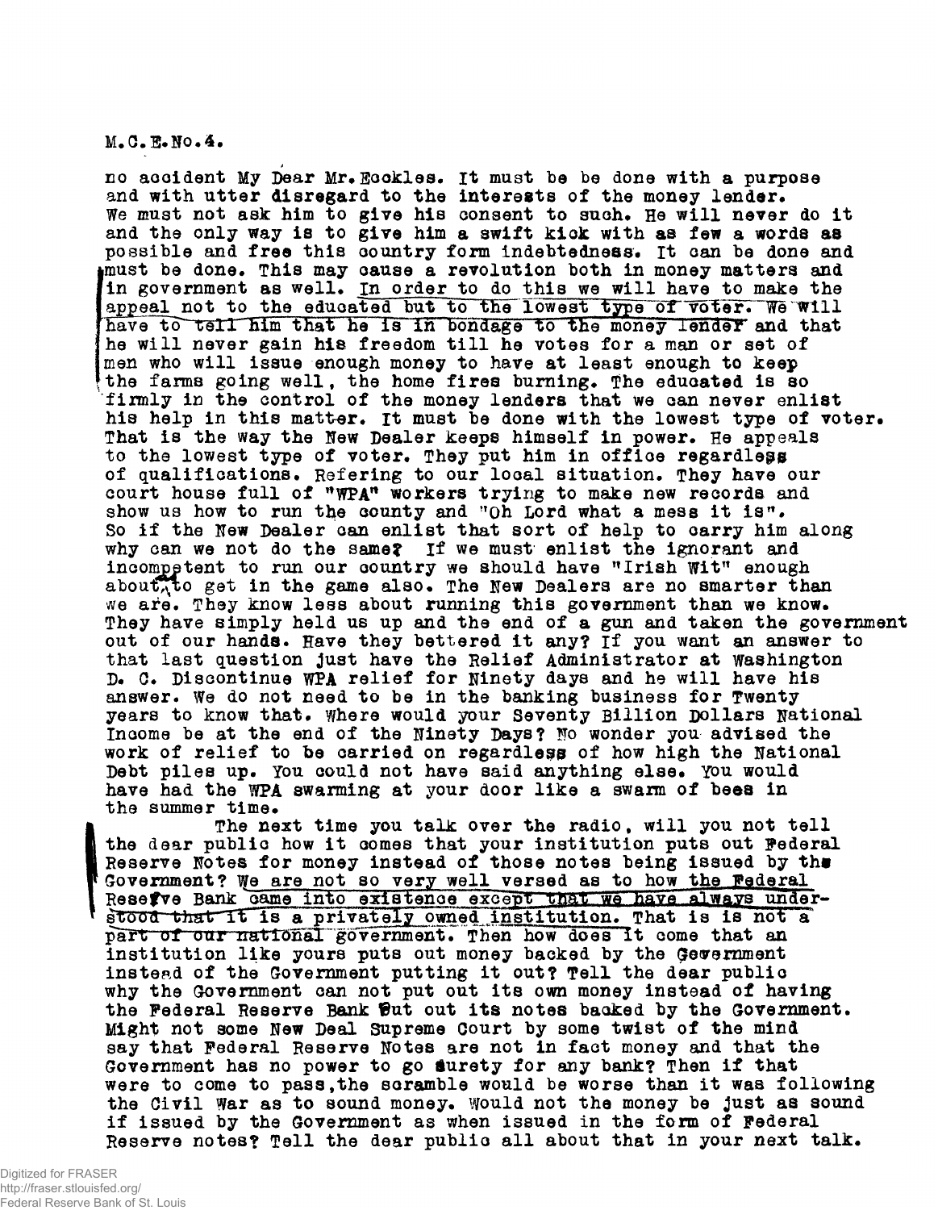M.C.E.No.4.

no accident My Dear Mr.Eccles. It must be be done with a purpose and with utter disregard to the interests of the money lender. We must not ask him to give his consent to such. He will never do it and the only way is to give him a swift kick with as few a words as possible and free this country form indebtedness. It can be done and must be done. This may cause a revolution both in money matters and in government as well. In order to do this we will have to make the appeal not to the educated but to the lowest type of voter. We will have to tell him that he is in bondage to the money lender and that he will never gain his freedom till he votes for a man or set of men who will issue enough money to have at least enough to keep the farms going well, the home fires burning. The educated is so firmly in the control of the money lenders that we can never enlist his help in this matter. It must be done with the lowest type of voter. That is the way the New Dealer keeps himself in power. He appeals to the lowest type of voter. They put him in office regardless of qualifications. Refering to our local situation. They have our court house full of "WPA" workers trying to make new records and show us how to run the county and "Oh Lord what a mess it is". So if the New Dealer can enlist that sort of help to carry him along why can we not do the same? If we must enlist the ignorant and incompetent to run our country we should have "Irish Wit" enough about to get in the game also. The New Dealers are no smarter than we are. They know less about running this government than we know. They have simply held us up and the end of a gun and taken the government out of our hands. Have they bettered it any? If you want an answer to that last question just have the Relief Administrator at Washington D. C. Discontinue WPA relief for Ninety days and he will have his answer. We do not need to be in the banking business for Twenty years to know that. Where would your Seventy Billion Dollars National Income be at the end of the Ninety Days? No wonder you advised the work of relief to be carried on regardless of how high the National Debt piles up. You could not have said anything else. You would have had the WPA swarming at your door like a swarm of bees in the summer time.

The next time you talk over the radio, will you not tell the dear public how it comes that your institution puts out Federal Reserve Notes for money instead of those notes being issued by the Government? We are not so very well versed as to how the Federal Reserve Bank came into existence except that we have always understood that it is a privately owned institution. That is is not a part of our national government. Then how does it come that an institution like yours puts out money backed by the Government instead of the Government putting it out? Tell the dear public why the Government can not put out its own money instead of having the Federal Reserve Bank put out its notes backed by the Government. Might not some New Deal Supreme Court by some twist of the mind say that Federal Reserve Notes are not in fact money and that the Government has no power to go surety for any bank? Then if that were to come to pass, the scramble would be worse than it was following the Civil War as to sound money. Would not the money be just as sound if issued by the Government as when issued in the form of Federal Reserve notes? Tell the dear public all about that in your next talk.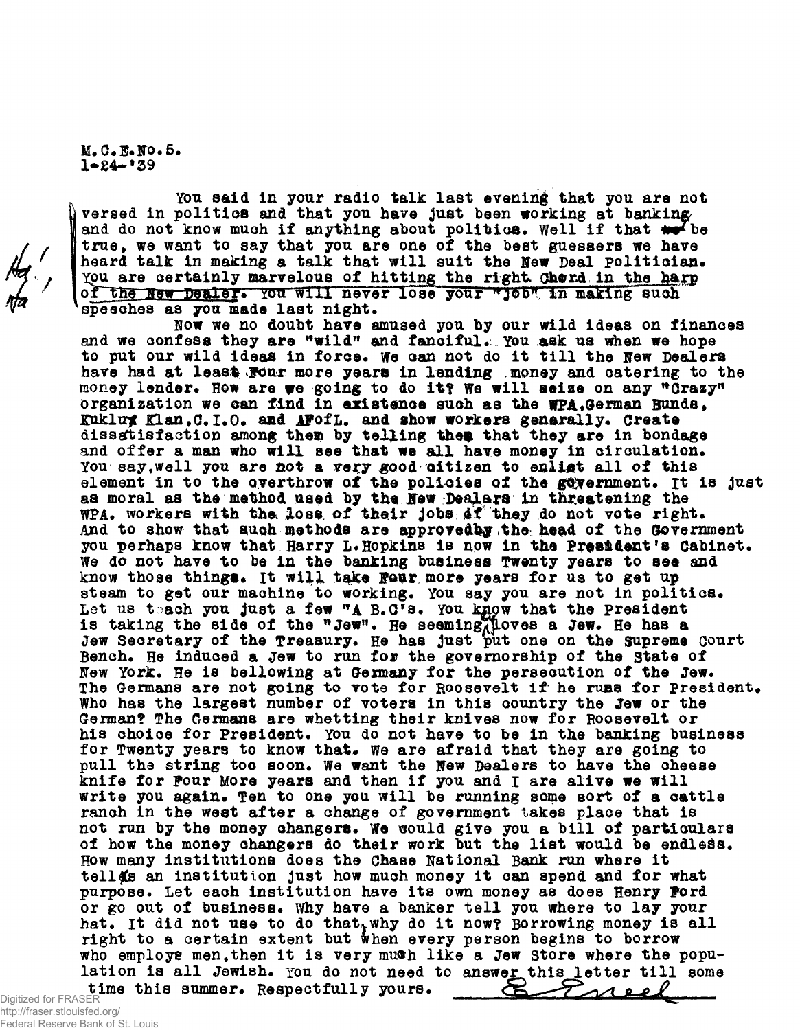M.C.E.No.5.
1-24-'39

You said in your radio talk last evening that you are not versed in politics and that you have just been working at banking and do not know much if anything about politics. Well if that be true, we want to say that you are one of the best guessers we have heard talk in making a talk that will suit the New Deal Politician. You are certainly marvelous of hitting the right Chord in the harp of the New Dealer. You will never lose your "job" in making such speeches as you made last night.

Now we no doubt have amused you by our wild ideas on finances and we confess they are "wild" and fanciful. You ask us when we hope to put our wild ideas in force. We can not do it till the New Dealers have had at least Four more years in lending money and catering to the money lender. How are we going to do it? We will seize on any "Crazy" organization we can find in existence such as the WPA, German Bunds, Kuklux Klan, C.I.O. and AFofL. and show workers generally. Create dissatisfaction among them by telling them that they are in bondage and offer a man who will see that we all have money in circulation. You say, well you are not a very good citizen to enlist all of this element in to the overthrow of the policies of the government. It is just as moral as the method used by the New Dealers in threatening the WPA. workers with the loss of their jobs if they do not vote right. And to show that such methods are approved by the head of the Government you perhaps know that Harry L. Hopkins is now in the President's Cabinet. We do not have to be in the banking business Twenty years to see and know those things. It will take Four more years for us to get up steam to get our machine to working. You say you are not in politics. Let us teach you just a few "A B.C's. You know that the President is taking the side of the "Jew". He seemingly loves a Jew. He has a Jew Secretary of the Treasury. He has just put one on the Supreme Court Bench. He induced a Jew to run for the governorship of the State of New York. He is bellowing at Germany for the persecution of the Jew. The Germans are not going to vote for Roosevelt if he runs for President. Who has the largest number of voters in this country the Jew or the German? The Germans are whetting their knives now for Roosevelt or his choice for President. You do not have to be in the banking business for Twenty years to know that. We are afraid that they are going to pull the string too soon. We want the New Dealers to have the cheese knife for Four More years and then if you and I are alive we will write you again. Ten to one you will be running some sort of a cattle ranch in the west after a change of government takes place that is not run by the money changers. We could give you a bill of particulars of how the money changers do their work but the list would be endless. How many institutions does the Chase National Bank run where it tells an institution just how much money it can spend and for what purpose. Let each institution have its own money as does Henry Ford or go out of business. Why have a banker tell you where to lay your hat. It did not use to do that, why do it now? Borrowing money is all right to a certain extent but when every person begins to borrow who employs men, then it is very much like a Jew Store where the population is all Jewish. You do not need to answer this letter till some time this summer. Respectfully yours.

E Ernest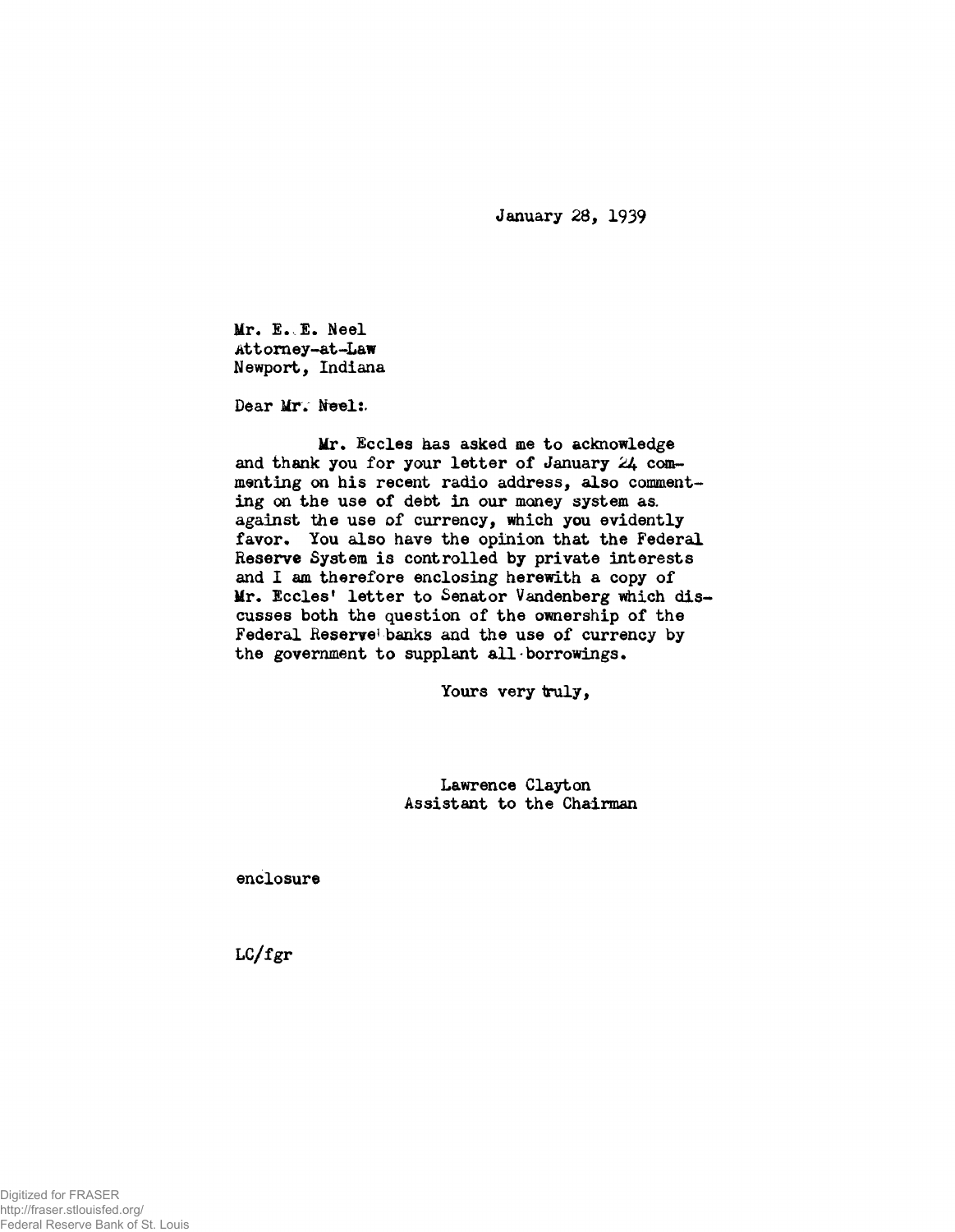January 28, 1939

Mr. E. E. Neel
Attorney-at-Law
Newport, Indiana

Dear Mr. Neel:

Mr. Eccles has asked me to acknowledge and thank you for your letter of January 24 commenting on his recent radio address, also commenting on the use of debt in our money system as against the use of currency, which you evidently favor. You also have the opinion that the Federal Reserve System is controlled by private interests and I am therefore enclosing herewith a copy of Mr. Eccles' letter to Senator Vandenberg which discusses both the question of the ownership of the Federal Reserve banks and the use of currency by the government to supplant all borrowings.

Yours very truly,

Lawrence Clayton
Assistant to the Chairman

enclosure

LC/fgr